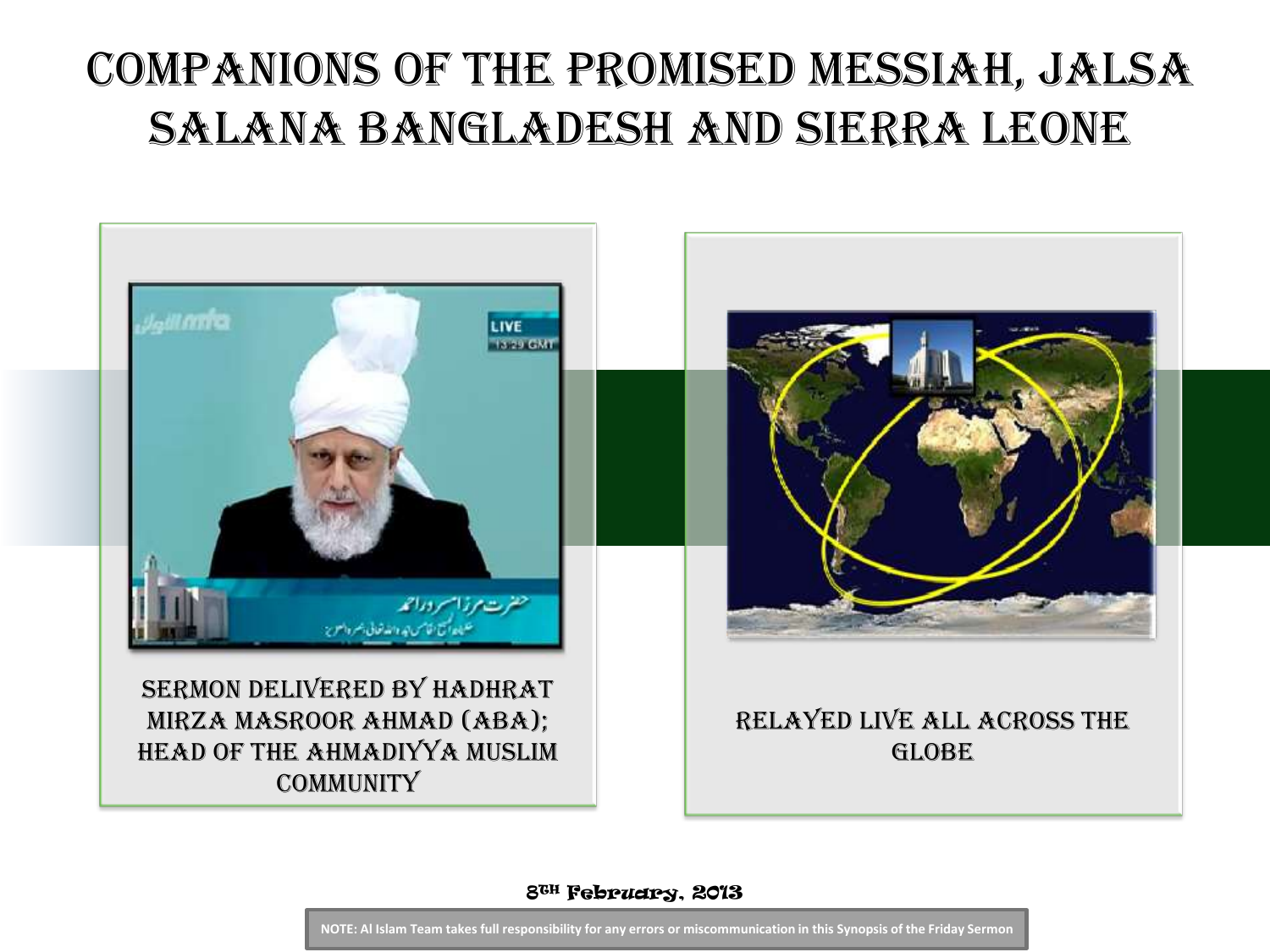# COMPANIONS OF THE PROMISED MESSIAH, JALSA SALANA BANGLADESH AND SIERRA LEONE

SERMON DELIVERED BY HADHRAT MIRZA MASROOR AHMAD (ABA); HEAD OF THE AHMADIYYA MUSLIM COMMUNITY

RELAYED LIVE ALL ACROSS THE GLOBE

8TH February, 2013

NOTE: Al Islam Team takes full responsibility for any errors or miscommunication in this Synopsis of the Friday Sermon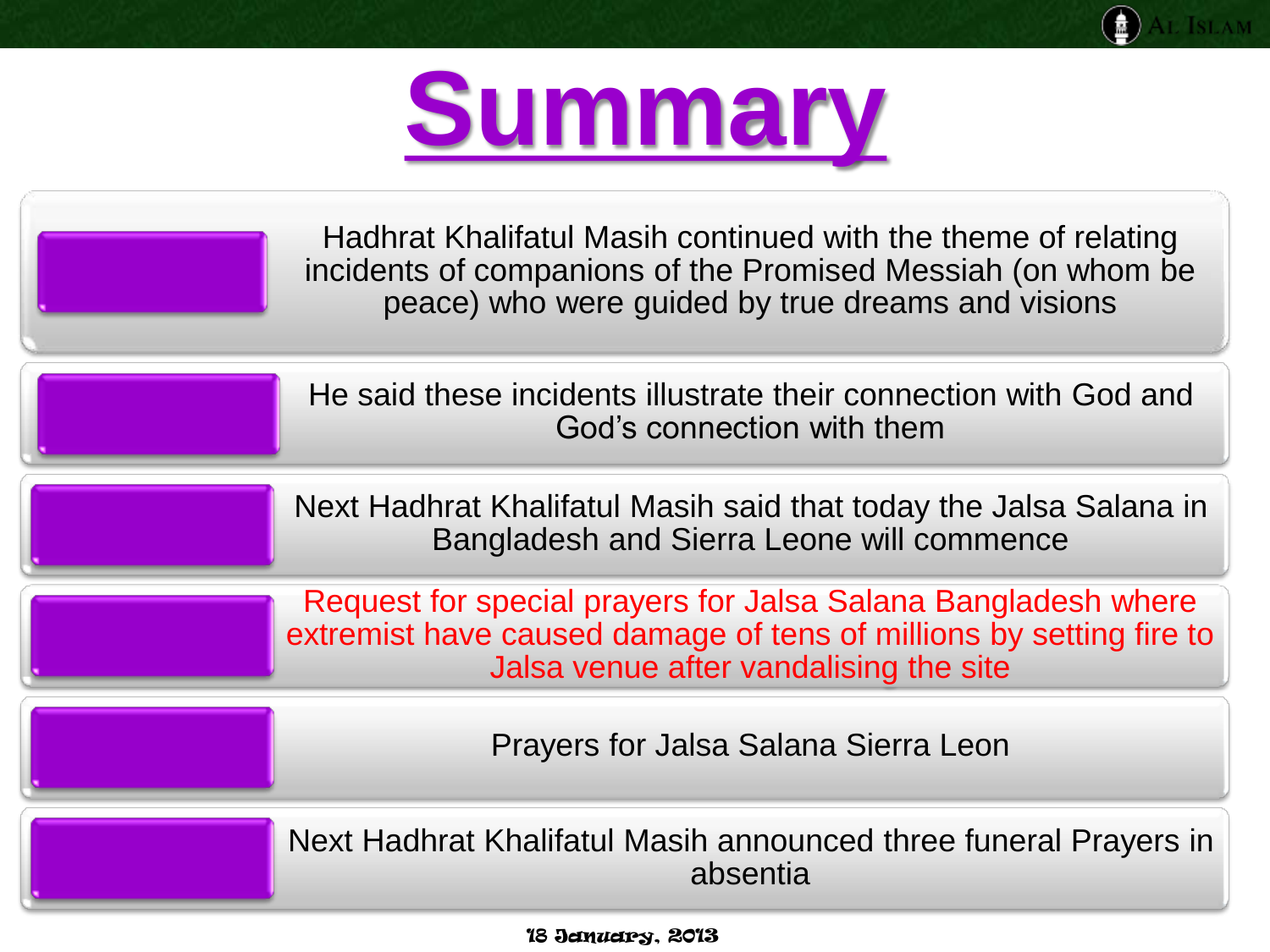# Summary

- Hadhrat Khalifatul Masih continued with the theme of relating incidents of companions of the Promised Messiah (on whom be peace) who were guided by true dreams and visions
- He said these incidents illustrate their connection with God and God's connection with them
- Next Hadhrat Khalifatul Masih said that today the Jalsa Salana in Bangladesh and Sierra Leone will commence
- Request for special prayers for Jalsa Salana Bangladesh where extremist have caused damage of tens of millions by setting fire to Jalsa venue after vandalising the site
- Prayers for Jalsa Salana Sierra Leon
- Next Hadhrat Khalifatul Masih announced three funeral Prayers in absentia

18 January, 2013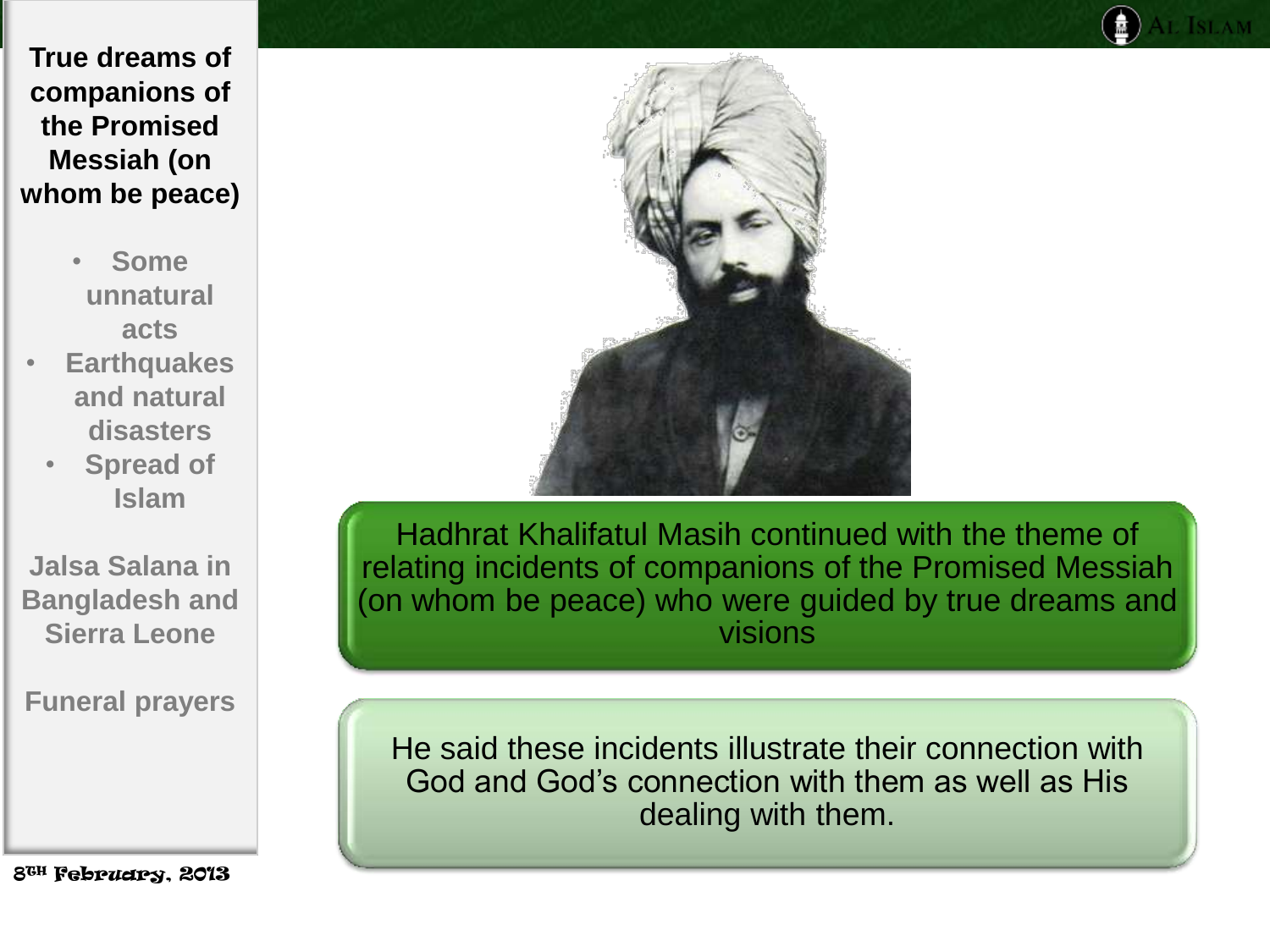**True dreams of companions of the Promised Messiah (on whom be peace)**

- Some unnatural acts
- Earthquakes and natural disasters
- Spread of Islam

Jalsa Salana in Bangladesh and Sierra Leone

Funeral prayers

8TH February, 2013

Hadhrat Khalifatul Masih continued with the theme of relating incidents of companions of the Promised Messiah (on whom be peace) who were guided by true dreams and visions

He said these incidents illustrate their connection with God and God's connection with them as well as His dealing with them.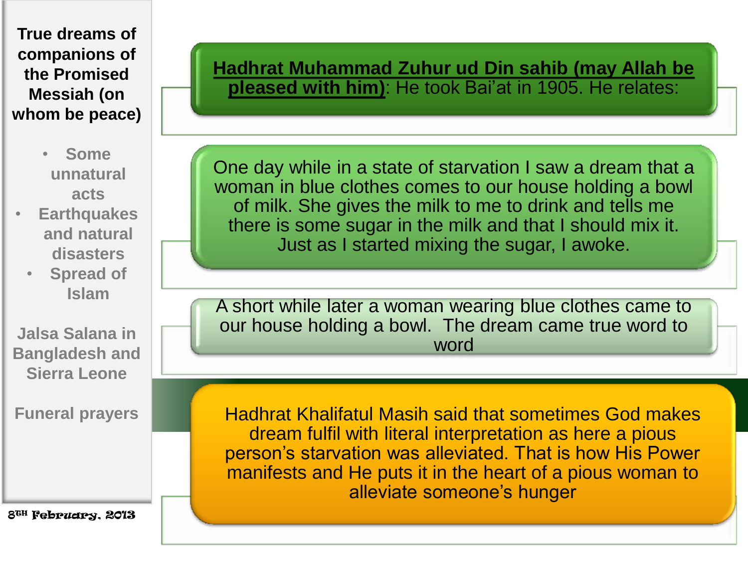**True dreams of companions of the Promised Messiah (on whom be peace)**

- Some unnatural acts
- Earthquakes and natural disasters
- Spread of Islam

Jalsa Salana in Bangladesh and Sierra Leone

Funeral prayers

8th February, 2013

**Hadhrat Muhammad Zuhur ud Din sahib (may Allah be pleased with him)**: He took Bai'at in 1905. He relates:

One day while in a state of starvation I saw a dream that a woman in blue clothes comes to our house holding a bowl of milk. She gives the milk to me to drink and tells me there is some sugar in the milk and that I should mix it. Just as I started mixing the sugar, I awoke.

A short while later a woman wearing blue clothes came to our house holding a bowl. The dream came true word to word

Hadhrat Khalifatul Masih said that sometimes God makes dream fulfil with literal interpretation as here a pious person's starvation was alleviated. That is how His Power manifests and He puts it in the heart of a pious woman to alleviate someone's hunger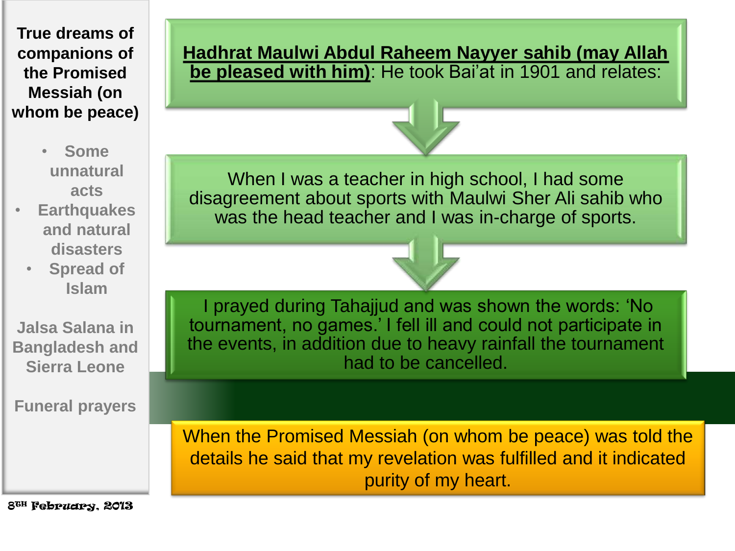**True dreams of companions of the Promised Messiah (on whom be peace)**

- Some unnatural acts
- Earthquakes and natural disasters
- Spread of Islam

Jalsa Salana in Bangladesh and Sierra Leone

Funeral prayers

**Hadhrat Maulwi Abdul Raheem Nayyer sahib (may Allah be pleased with him)**: He took Bai'at in 1901 and relates:

When I was a teacher in high school, I had some disagreement about sports with Maulwi Sher Ali sahib who was the head teacher and I was in-charge of sports.

I prayed during Tahajjud and was shown the words: 'No tournament, no games.' I fell ill and could not participate in the events, in addition due to heavy rainfall the tournament had to be cancelled.

When the Promised Messiah (on whom be peace) was told the details he said that my revelation was fulfilled and it indicated purity of my heart.

8TH February, 2013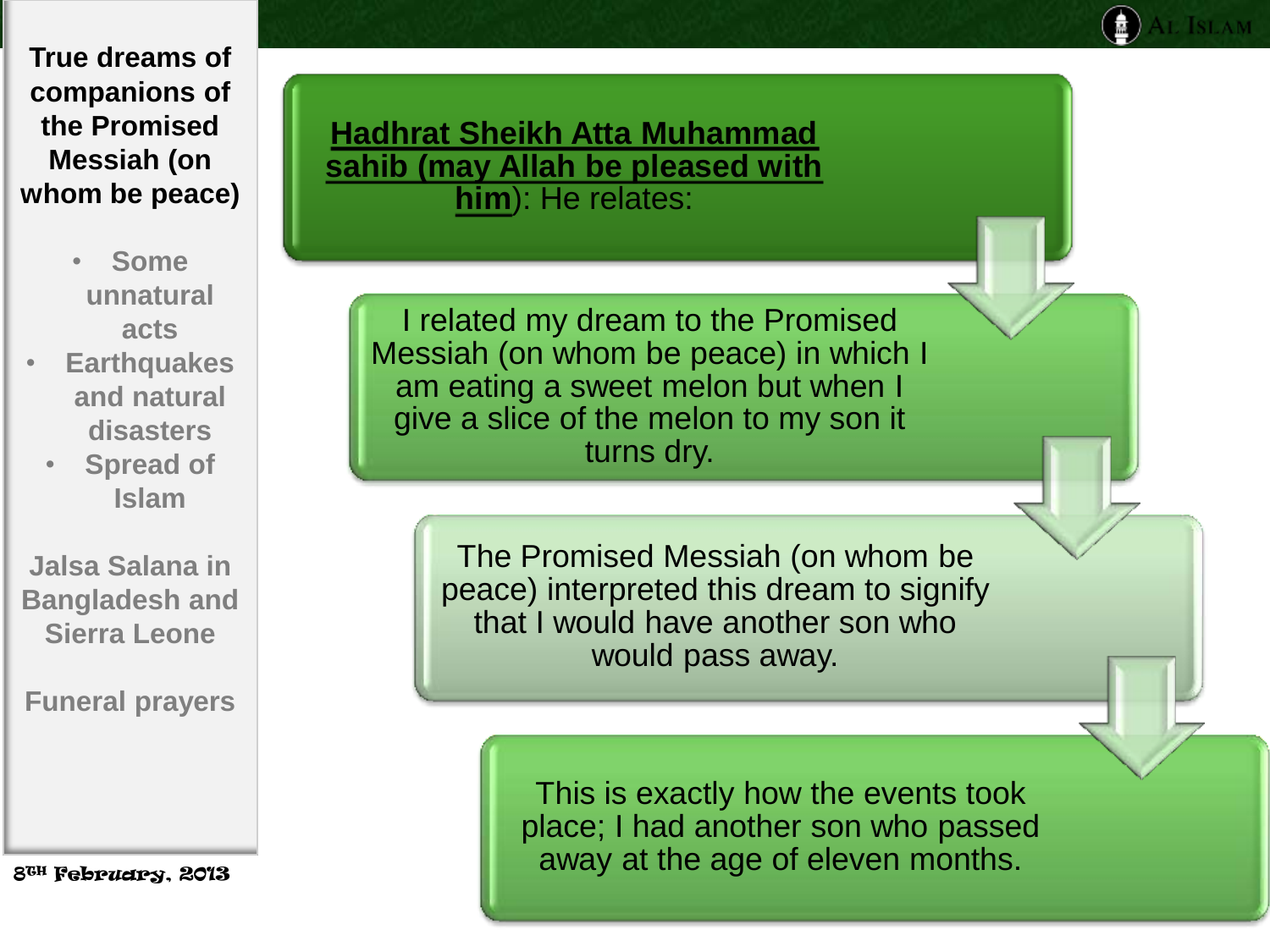**True dreams of companions of the Promised Messiah (on whom be peace)**

- Some unnatural acts
- Earthquakes and natural disasters
- Spread of Islam

Jalsa Salana in Bangladesh and Sierra Leone

Funeral prayers

8th February, 2013

**Hadhrat Sheikh Atta Muhammad sahib (may Allah be pleased with him)**: He relates:

I related my dream to the Promised Messiah (on whom be peace) in which I am eating a sweet melon but when I give a slice of the melon to my son it turns dry.

The Promised Messiah (on whom be peace) interpreted this dream to signify that I would have another son who would pass away.

This is exactly how the events took place; I had another son who passed away at the age of eleven months.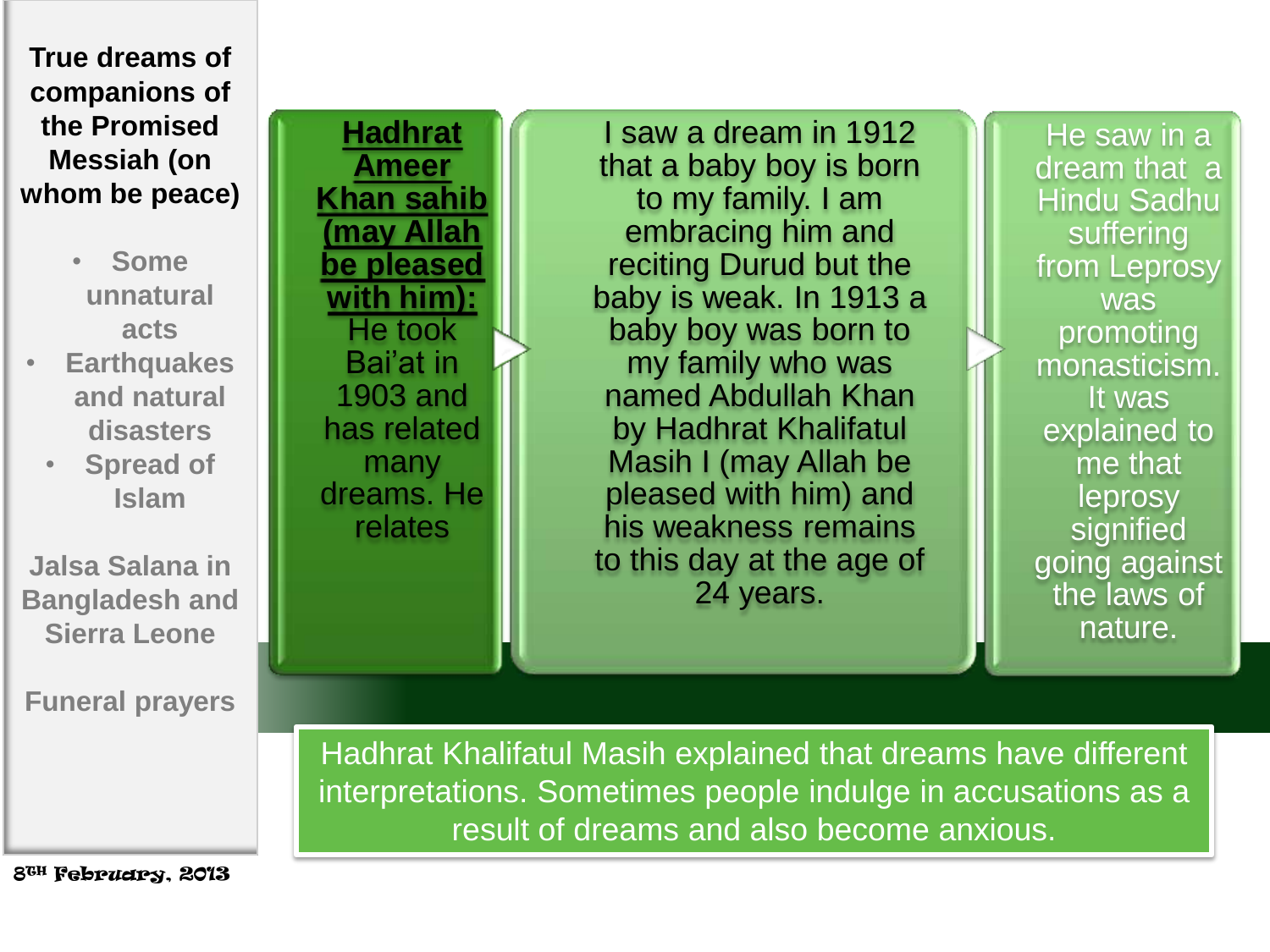**True dreams of companions of the Promised Messiah (on whom be peace)**

- Some unnatural acts
- Earthquakes and natural disasters
- Spread of Islam

**Jalsa Salana in Bangladesh and Sierra Leone**

**Funeral prayers**

**Hadhrat Ameer Khan sahib (may Allah be pleased with him):** He took Bai'at in 1903 and has related many dreams. He relates

I saw a dream in 1912 that a baby boy is born to my family. I am embracing him and reciting Durud but the baby is weak. In 1913 a baby boy was born to my family who was named Abdullah Khan by Hadhrat Khalifatul Masih I (may Allah be pleased with him) and his weakness remains to this day at the age of 24 years.

He saw in a dream that a Hindu Sadhu suffering from Leprosy was promoting monasticism. It was explained to me that leprosy signified going against the laws of nature.

Hadhrat Khalifatul Masih explained that dreams have different interpretations. Sometimes people indulge in accusations as a result of dreams and also become anxious.

8TH February, 2013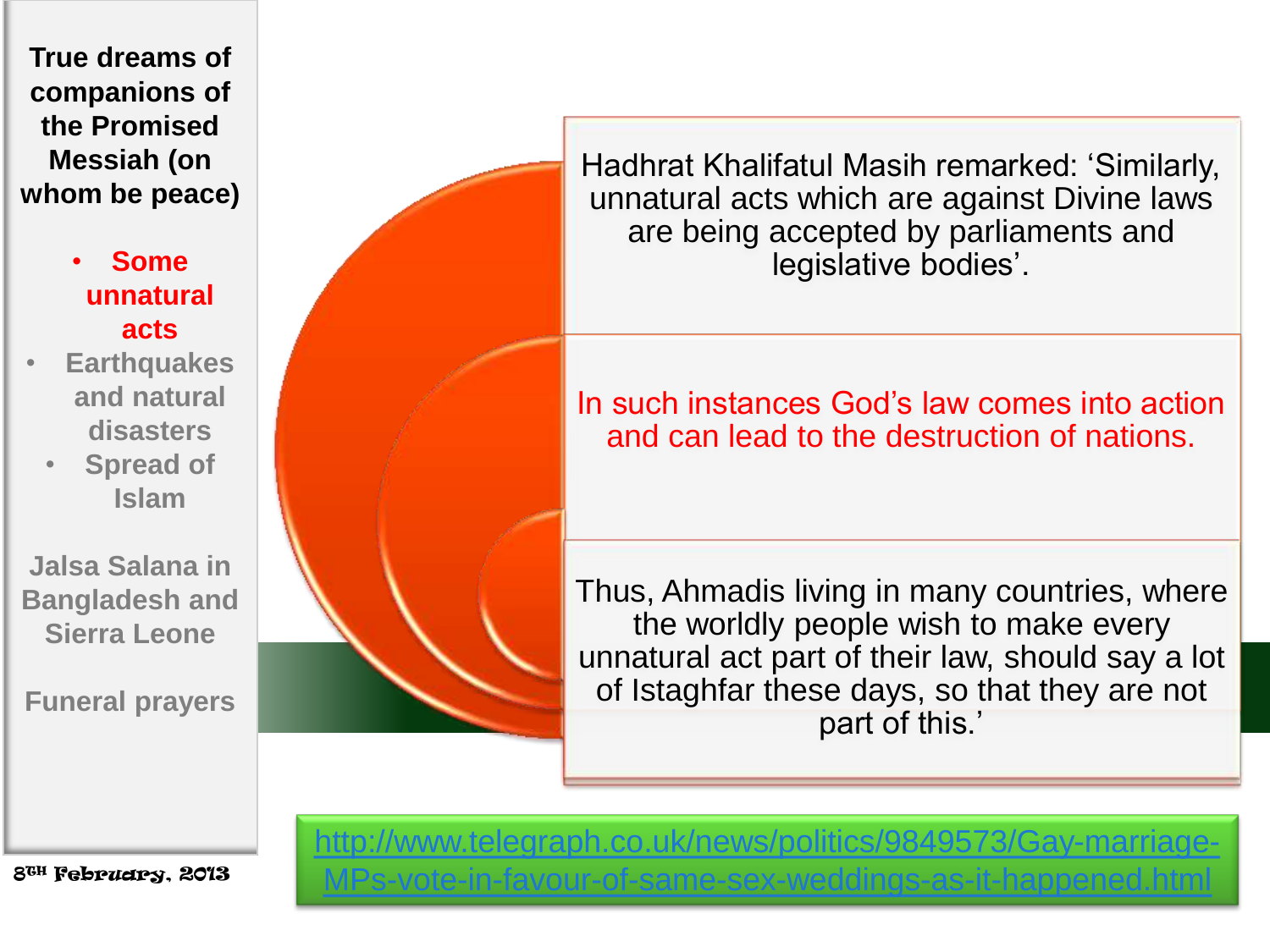**True dreams of companions of the Promised Messiah (on whom be peace)**

- **Some unnatural acts**
- **Earthquakes and natural disasters**
- **Spread of Islam**

**Jalsa Salana in Bangladesh and Sierra Leone**

**Funeral prayers**

8TH February, 2013

Hadhrat Khalifatul Masih remarked: 'Similarly, unnatural acts which are against Divine laws are being accepted by parliaments and legislative bodies'.

In such instances God's law comes into action and can lead to the destruction of nations.

Thus, Ahmadis living in many countries, where the worldly people wish to make every unnatural act part of their law, should say a lot of Istaghfar these days, so that they are not part of this.'

http://www.telegraph.co.uk/news/politics/9849573/Gay-marriage-MPs-vote-in-favour-of-same-sex-weddings-as-it-happened.html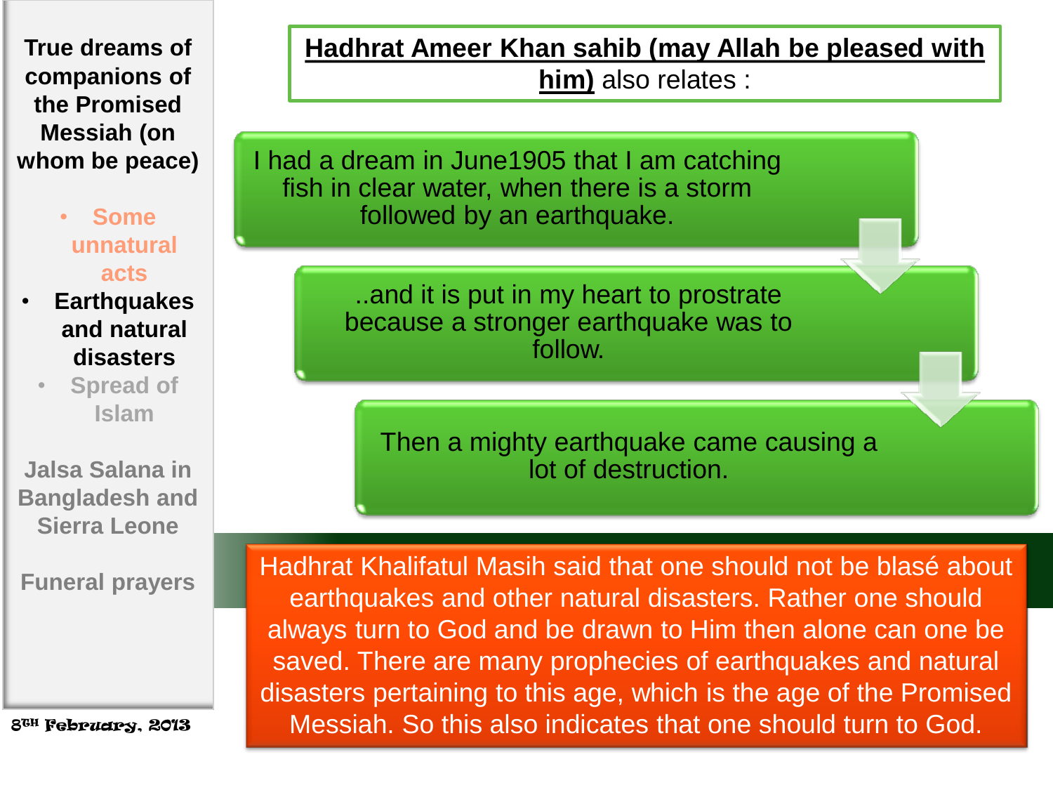**True dreams of companions of the Promised Messiah (on whom be peace)**

- Some unnatural acts
- **Earthquakes and natural disasters**
- Spread of Islam

Jalsa Salana in Bangladesh and Sierra Leone

Funeral prayers

8TH February, 2013

**Hadhrat Ameer Khan sahib (may Allah be pleased with him)** also relates :

I had a dream in June1905 that I am catching fish in clear water, when there is a storm followed by an earthquake.

..and it is put in my heart to prostrate because a stronger earthquake was to follow.

Then a mighty earthquake came causing a lot of destruction.

Hadhrat Khalifatul Masih said that one should not be blasé about earthquakes and other natural disasters. Rather one should always turn to God and be drawn to Him then alone can one be saved. There are many prophecies of earthquakes and natural disasters pertaining to this age, which is the age of the Promised Messiah. So this also indicates that one should turn to God.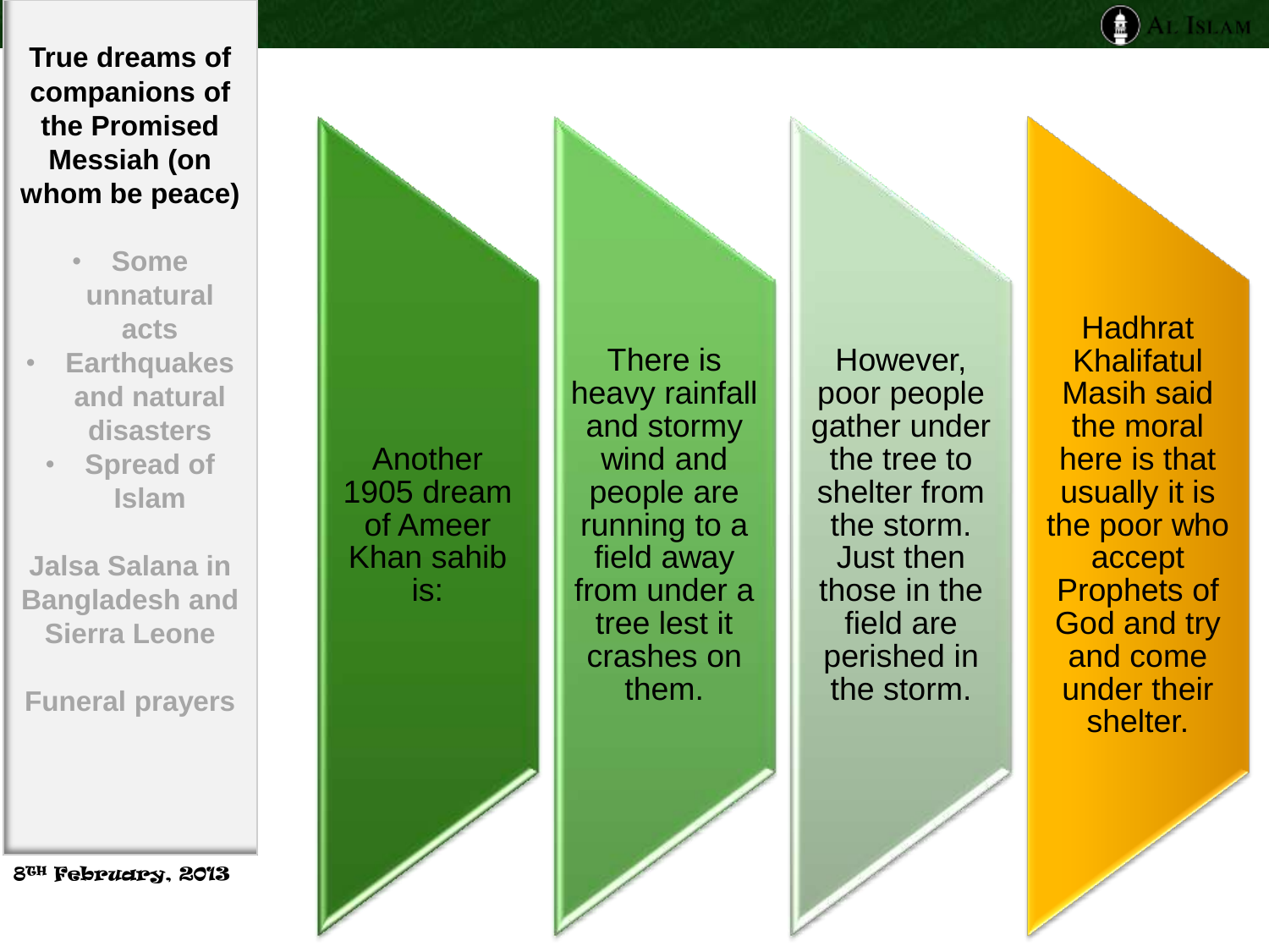# True dreams of companions of the Promised Messiah (on whom be peace)

- Some unnatural acts
- Earthquakes and natural disasters
- Spread of Islam

Jalsa Salana in Bangladesh and Sierra Leone

Funeral prayers

8TH February, 2013

Another 1905 dream of Ameer Khan sahib is:

There is heavy rainfall and stormy wind and people are running to a field away from under a tree lest it crashes on them.

However, poor people gather under the tree to shelter from the storm. Just then those in the field are perished in the storm.

Hadhrat Khalifatul Masih said the moral here is that usually it is the poor who accept Prophets of God and try and come under their shelter.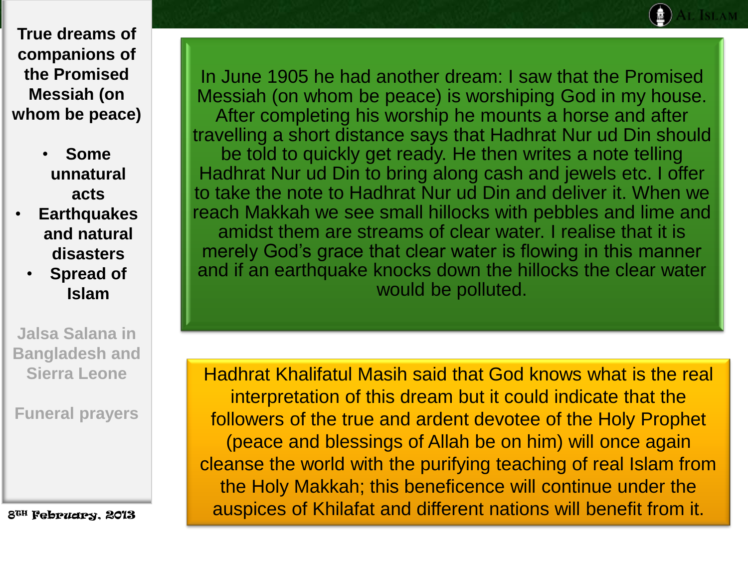**True dreams of companions of the Promised Messiah (on whom be peace)**

- **Some unnatural acts**
- **Earthquakes and natural disasters**
- **Spread of Islam**

Jalsa Salana in Bangladesh and Sierra Leone

Funeral prayers

8th February, 2013

In June 1905 he had another dream: I saw that the Promised Messiah (on whom be peace) is worshiping God in my house. After completing his worship he mounts a horse and after travelling a short distance says that Hadhrat Nur ud Din should be told to quickly get ready. He then writes a note telling Hadhrat Nur ud Din to bring along cash and jewels etc. I offer to take the note to Hadhrat Nur ud Din and deliver it. When we reach Makkah we see small hillocks with pebbles and lime and amidst them are streams of clear water. I realise that it is merely God's grace that clear water is flowing in this manner and if an earthquake knocks down the hillocks the clear water would be polluted.

Hadhrat Khalifatul Masih said that God knows what is the real interpretation of this dream but it could indicate that the followers of the true and ardent devotee of the Holy Prophet (peace and blessings of Allah be on him) will once again cleanse the world with the purifying teaching of real Islam from the Holy Makkah; this beneficence will continue under the auspices of Khilafat and different nations will benefit from it.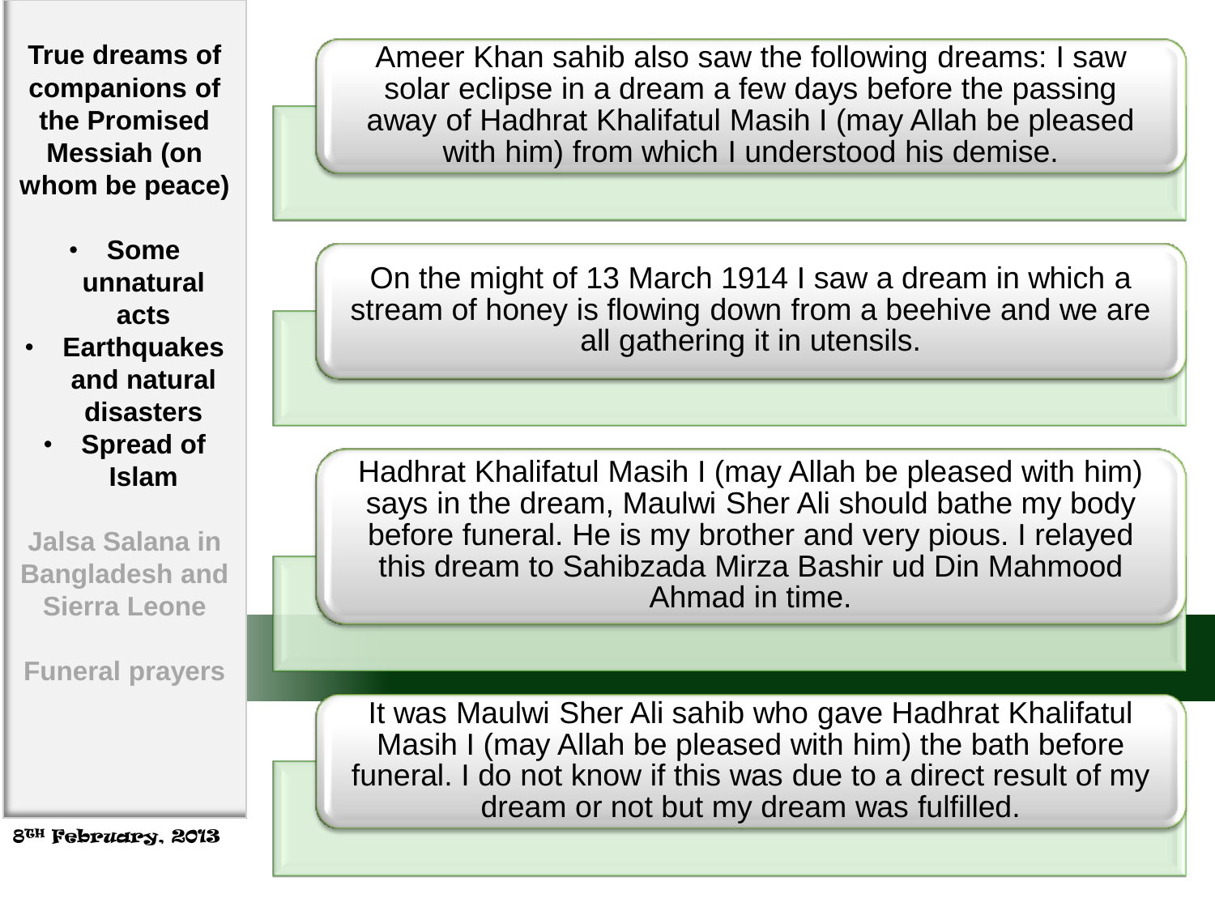**True dreams of companions of the Promised Messiah (on whom be peace)**

- **Some unnatural acts**
- **Earthquakes and natural disasters**
- **Spread of Islam**

Jalsa Salana in Bangladesh and Sierra Leone

Funeral prayers

8TH February, 2013

Ameer Khan sahib also saw the following dreams: I saw solar eclipse in a dream a few days before the passing away of Hadhrat Khalifatul Masih I (may Allah be pleased with him) from which I understood his demise.

On the might of 13 March 1914 I saw a dream in which a stream of honey is flowing down from a beehive and we are all gathering it in utensils.

Hadhrat Khalifatul Masih I (may Allah be pleased with him) says in the dream, Maulwi Sher Ali should bathe my body before funeral. He is my brother and very pious. I relayed this dream to Sahibzada Mirza Bashir ud Din Mahmood Ahmad in time.

It was Maulwi Sher Ali sahib who gave Hadhrat Khalifatul Masih I (may Allah be pleased with him) the bath before funeral. I do not know if this was due to a direct result of my dream or not but my dream was fulfilled.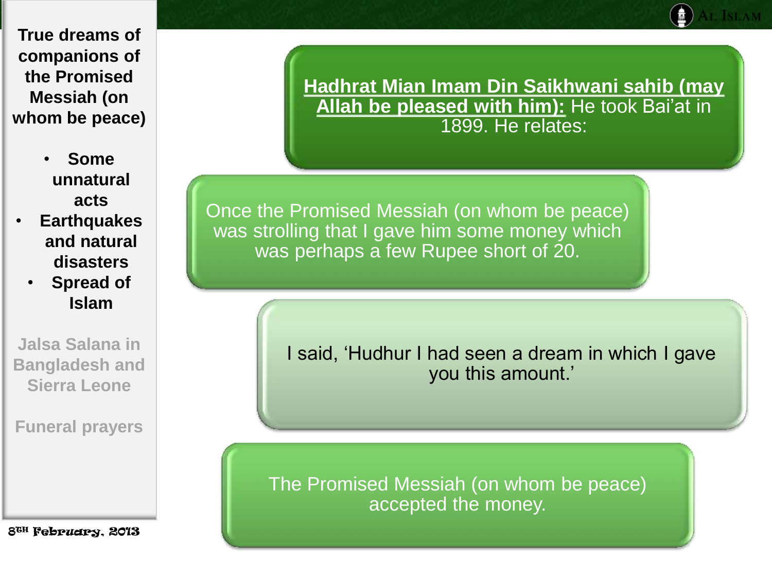**True dreams of companions of the Promised Messiah (on whom be peace)**

- **Some unnatural acts**
- **Earthquakes and natural disasters**
- **Spread of Islam**

Jalsa Salana in Bangladesh and Sierra Leone

Funeral prayers

8th February, 2013

**Hadhrat Mian Imam Din Saikhwani sahib (may Allah be pleased with him):** He took Bai'at in 1899. He relates:

Once the Promised Messiah (on whom be peace) was strolling that I gave him some money which was perhaps a few Rupee short of 20.

I said, 'Hudhur I had seen a dream in which I gave you this amount.'

The Promised Messiah (on whom be peace) accepted the money.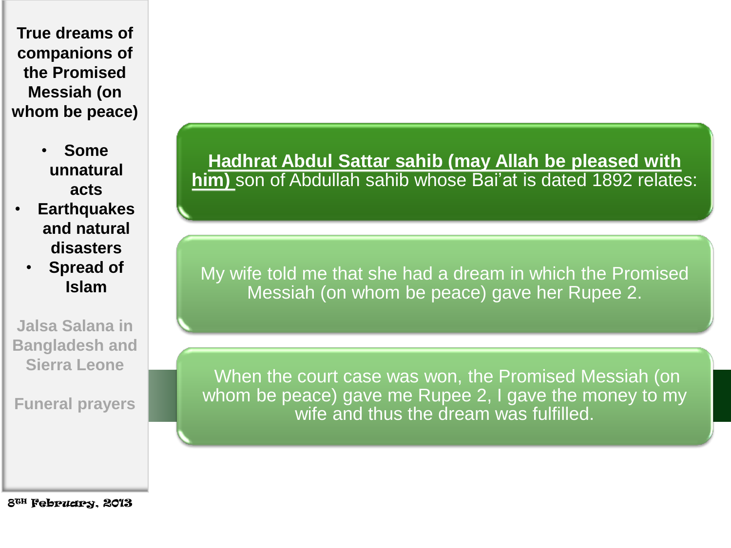**True dreams of companions of the Promised Messiah (on whom be peace)**

- **Some unnatural acts**
- **Earthquakes and natural disasters**
- **Spread of Islam**

**Jalsa Salana in Bangladesh and Sierra Leone**

**Funeral prayers**

8TH February, 2013

**Hadhrat Abdul Sattar sahib (may Allah be pleased with him)** son of Abdullah sahib whose Bai'at is dated 1892 relates:

My wife told me that she had a dream in which the Promised Messiah (on whom be peace) gave her Rupee 2.

When the court case was won, the Promised Messiah (on whom be peace) gave me Rupee 2, I gave the money to my wife and thus the dream was fulfilled.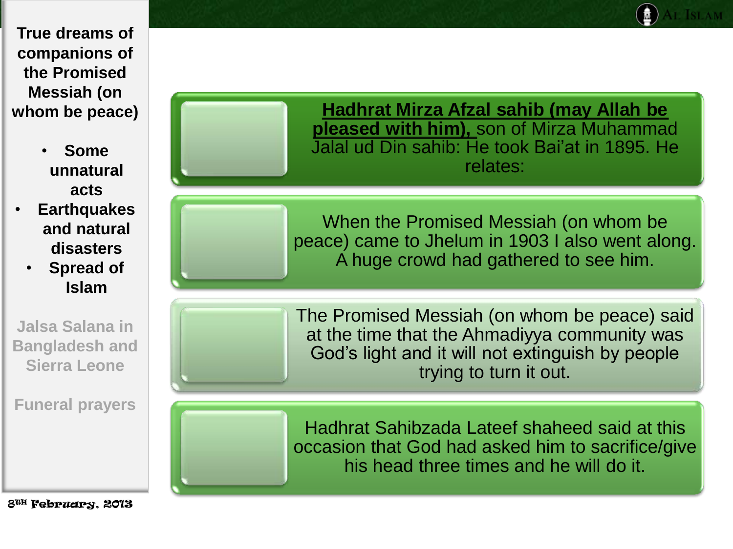**True dreams of companions of the Promised Messiah (on whom be peace)**

- **Some unnatural acts**
- **Earthquakes and natural disasters**
- **Spread of Islam**

**Jalsa Salana in Bangladesh and Sierra Leone**

**Funeral prayers**

**Hadhrat Mirza Afzal sahib (may Allah be pleased with him),** son of Mirza Muhammad Jalal ud Din sahib: He took Bai'at in 1895. He relates:

When the Promised Messiah (on whom be peace) came to Jhelum in 1903 I also went along. A huge crowd had gathered to see him.

The Promised Messiah (on whom be peace) said at the time that the Ahmadiyya community was God's light and it will not extinguish by people trying to turn it out.

Hadhrat Sahibzada Lateef shaheed said at this occasion that God had asked him to sacrifice/give his head three times and he will do it.

8TH February, 2013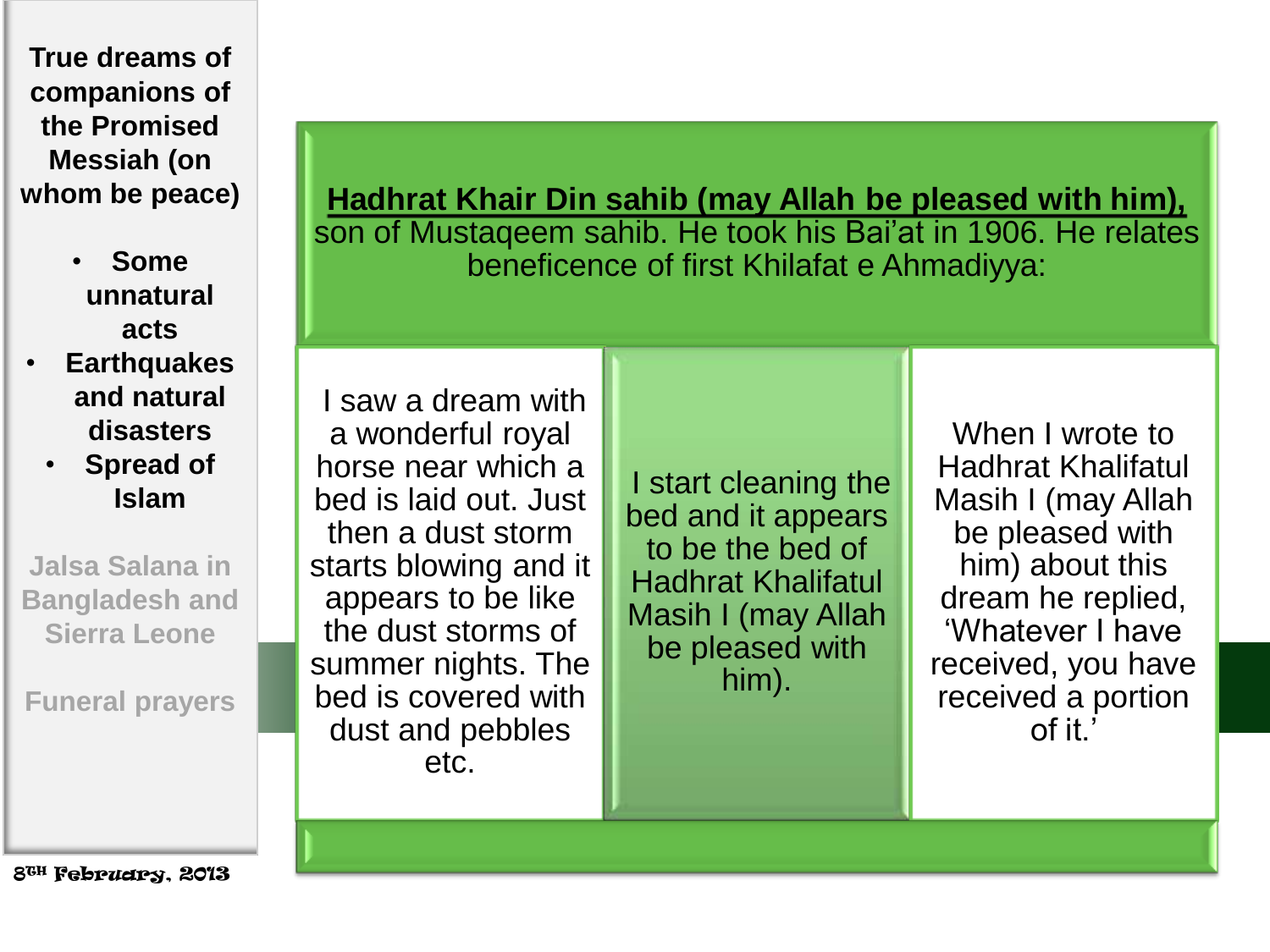**True dreams of companions of the Promised Messiah (on whom be peace)**

- **Some unnatural acts**
- **Earthquakes and natural disasters**
- **Spread of Islam**

Jalsa Salana in Bangladesh and Sierra Leone

Funeral prayers

8TH February, 2013

**Hadhrat Khair Din sahib (may Allah be pleased with him),** son of Mustaqeem sahib. He took his Bai'at in 1906. He relates beneficence of first Khilafat e Ahmadiyya:

I saw a dream with a wonderful royal horse near which a bed is laid out. Just then a dust storm starts blowing and it appears to be like the dust storms of summer nights. The bed is covered with dust and pebbles etc.

I start cleaning the bed and it appears to be the bed of Hadhrat Khalifatul Masih I (may Allah be pleased with him).

When I wrote to Hadhrat Khalifatul Masih I (may Allah be pleased with him) about this dream he replied, 'Whatever I have received, you have received a portion of it.'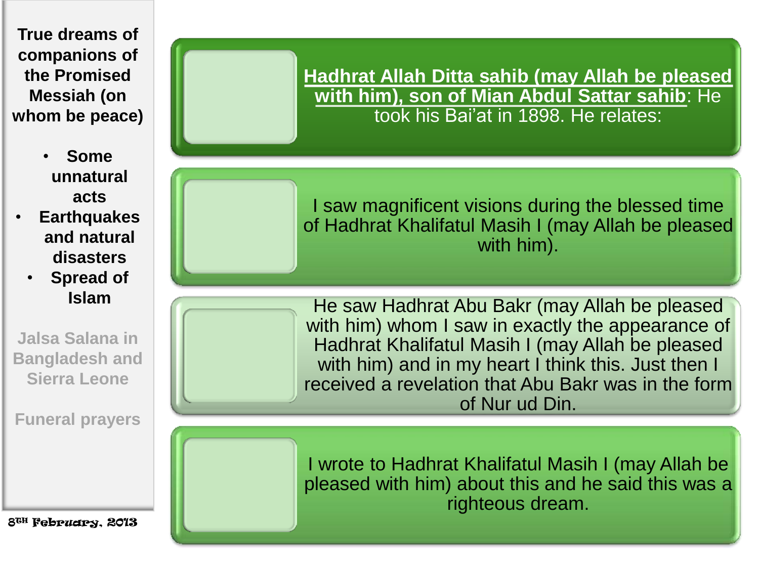**True dreams of companions of the Promised Messiah (on whom be peace)**

- **Some unnatural acts**
- **Earthquakes and natural disasters**
- **Spread of Islam**

Jalsa Salana in Bangladesh and Sierra Leone

Funeral prayers

8TH February, 2013

**Hadhrat Allah Ditta sahib (may Allah be pleased with him), son of Mian Abdul Sattar sahib**: He took his Bai'at in 1898. He relates:

I saw magnificent visions during the blessed time of Hadhrat Khalifatul Masih I (may Allah be pleased with him).

He saw Hadhrat Abu Bakr (may Allah be pleased with him) whom I saw in exactly the appearance of Hadhrat Khalifatul Masih I (may Allah be pleased with him) and in my heart I think this. Just then I received a revelation that Abu Bakr was in the form of Nur ud Din.

I wrote to Hadhrat Khalifatul Masih I (may Allah be pleased with him) about this and he said this was a righteous dream.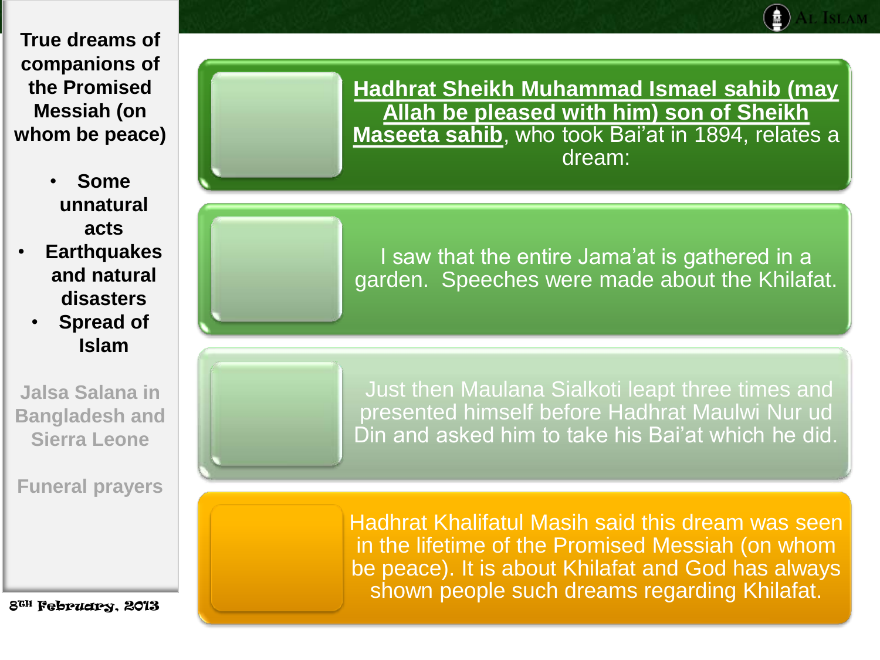**True dreams of companions of the Promised Messiah (on whom be peace)**

- **Some unnatural acts**
- **Earthquakes and natural disasters**
- **Spread of Islam**

Jalsa Salana in Bangladesh and Sierra Leone

Funeral prayers

8th February, 2013

**Hadhrat Sheikh Muhammad Ismael sahib (may Allah be pleased with him) son of Sheikh Maseeta sahib**, who took Bai'at in 1894, relates a dream:

I saw that the entire Jama'at is gathered in a garden. Speeches were made about the Khilafat.

Just then Maulana Sialkoti leapt three times and presented himself before Hadhrat Maulwi Nur ud Din and asked him to take his Bai'at which he did.

Hadhrat Khalifatul Masih said this dream was seen in the lifetime of the Promised Messiah (on whom be peace). It is about Khilafat and God has always shown people such dreams regarding Khilafat.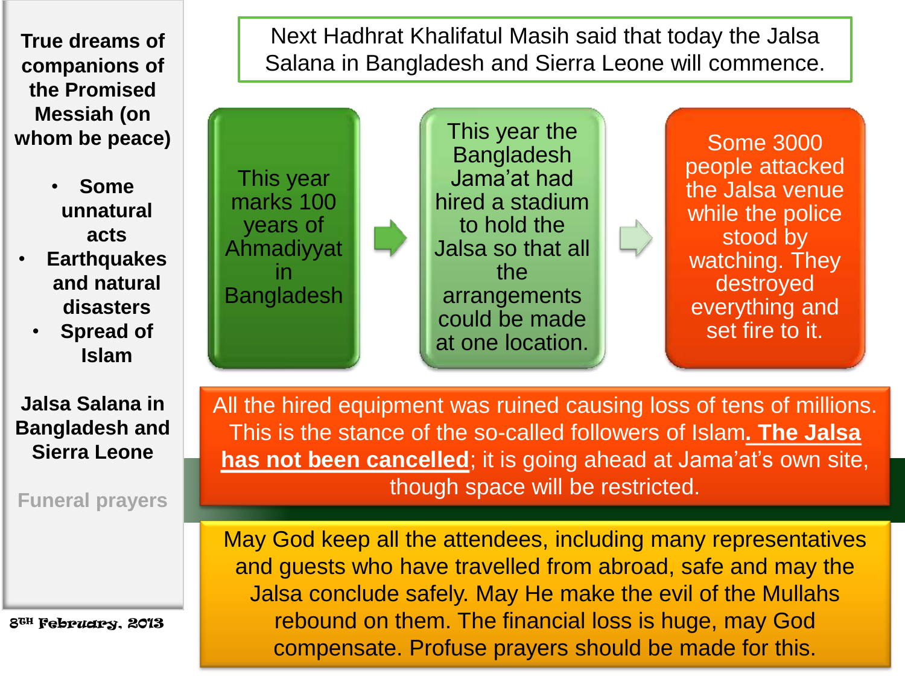**True dreams of companions of the Promised Messiah (on whom be peace)**

- **Some unnatural acts**
- **Earthquakes and natural disasters**
- **Spread of Islam**

**Jalsa Salana in Bangladesh and Sierra Leone**

Funeral prayers

8th February, 2013

Next Hadhrat Khalifatul Masih said that today the Jalsa Salana in Bangladesh and Sierra Leone will commence.

This year marks 100 years of Ahmadiyyat in Bangladesh

This year the Bangladesh Jama'at had hired a stadium to hold the Jalsa so that all the arrangements could be made at one location.

Some 3000 people attacked the Jalsa venue while the police stood by watching. They destroyed everything and set fire to it.

All the hired equipment was ruined causing loss of tens of millions. This is the stance of the so-called followers of Islam**. The Jalsa has not been cancelled**; it is going ahead at Jama'at's own site, though space will be restricted.

May God keep all the attendees, including many representatives and guests who have travelled from abroad, safe and may the Jalsa conclude safely. May He make the evil of the Mullahs rebound on them. The financial loss is huge, may God compensate. Profuse prayers should be made for this.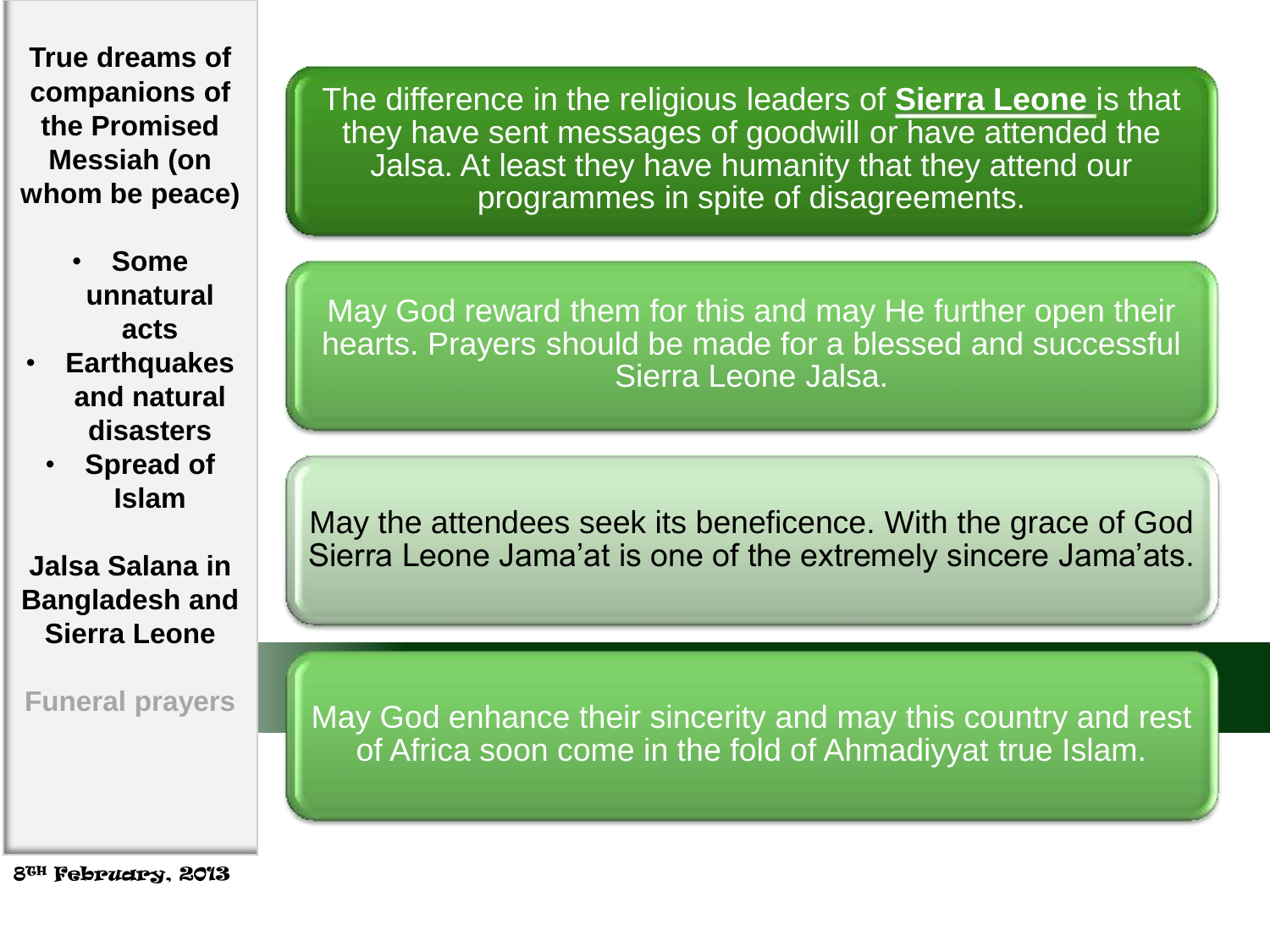**True dreams of companions of the Promised Messiah (on whom be peace)**

- **Some unnatural acts**
- **Earthquakes and natural disasters**
- **Spread of Islam**

**Jalsa Salana in Bangladesh and Sierra Leone**

Funeral prayers

The difference in the religious leaders of **Sierra Leone** is that they have sent messages of goodwill or have attended the Jalsa. At least they have humanity that they attend our programmes in spite of disagreements.

May God reward them for this and may He further open their hearts. Prayers should be made for a blessed and successful Sierra Leone Jalsa.

May the attendees seek its beneficence. With the grace of God Sierra Leone Jama'at is one of the extremely sincere Jama'ats.

May God enhance their sincerity and may this country and rest of Africa soon come in the fold of Ahmadiyyat true Islam.

8TH February, 2013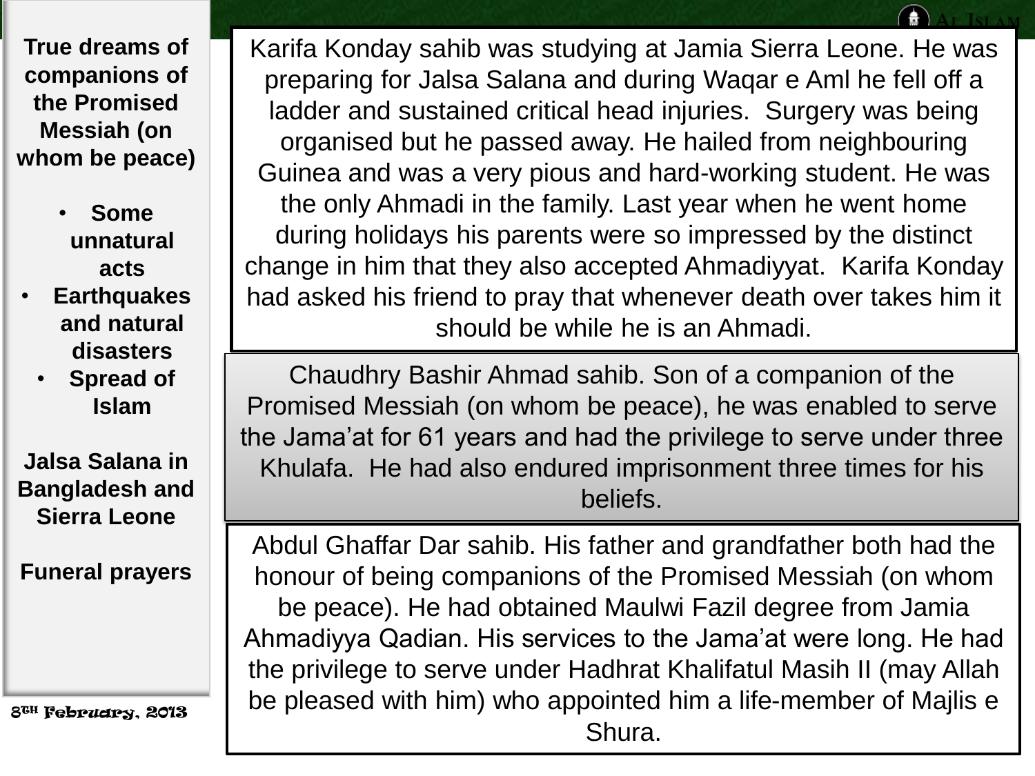**True dreams of companions of the Promised Messiah (on whom be peace)**

- **Some unnatural acts**
- **Earthquakes and natural disasters**
- **Spread of Islam**

**Jalsa Salana in Bangladesh and Sierra Leone**

**Funeral prayers**

8TH February, 2013

Karifa Konday sahib was studying at Jamia Sierra Leone. He was preparing for Jalsa Salana and during Waqar e Aml he fell off a ladder and sustained critical head injuries. Surgery was being organised but he passed away. He hailed from neighbouring Guinea and was a very pious and hard-working student. He was the only Ahmadi in the family. Last year when he went home during holidays his parents were so impressed by the distinct change in him that they also accepted Ahmadiyyat. Karifa Konday had asked his friend to pray that whenever death over takes him it should be while he is an Ahmadi.

Chaudhry Bashir Ahmad sahib. Son of a companion of the Promised Messiah (on whom be peace), he was enabled to serve the Jama'at for 61 years and had the privilege to serve under three Khulafa. He had also endured imprisonment three times for his beliefs.

Abdul Ghaffar Dar sahib. His father and grandfather both had the honour of being companions of the Promised Messiah (on whom be peace). He had obtained Maulwi Fazil degree from Jamia Ahmadiyya Qadian. His services to the Jama'at were long. He had the privilege to serve under Hadhrat Khalifatul Masih II (may Allah be pleased with him) who appointed him a life-member of Majlis e Shura.